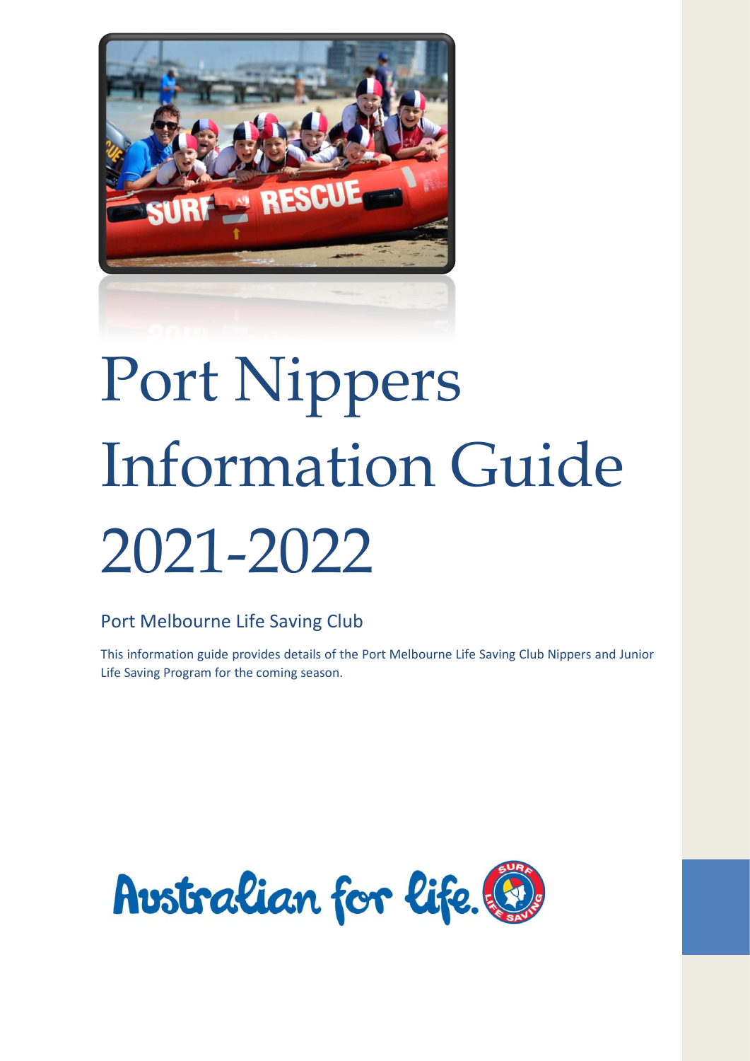# Port Nippers Information Guide 2021-2022

## Port Melbourne Life Saving Club

This information guide provides details of the Port Melbourne Life Saving Club Nippers and Junior Life Saving Program for the coming season.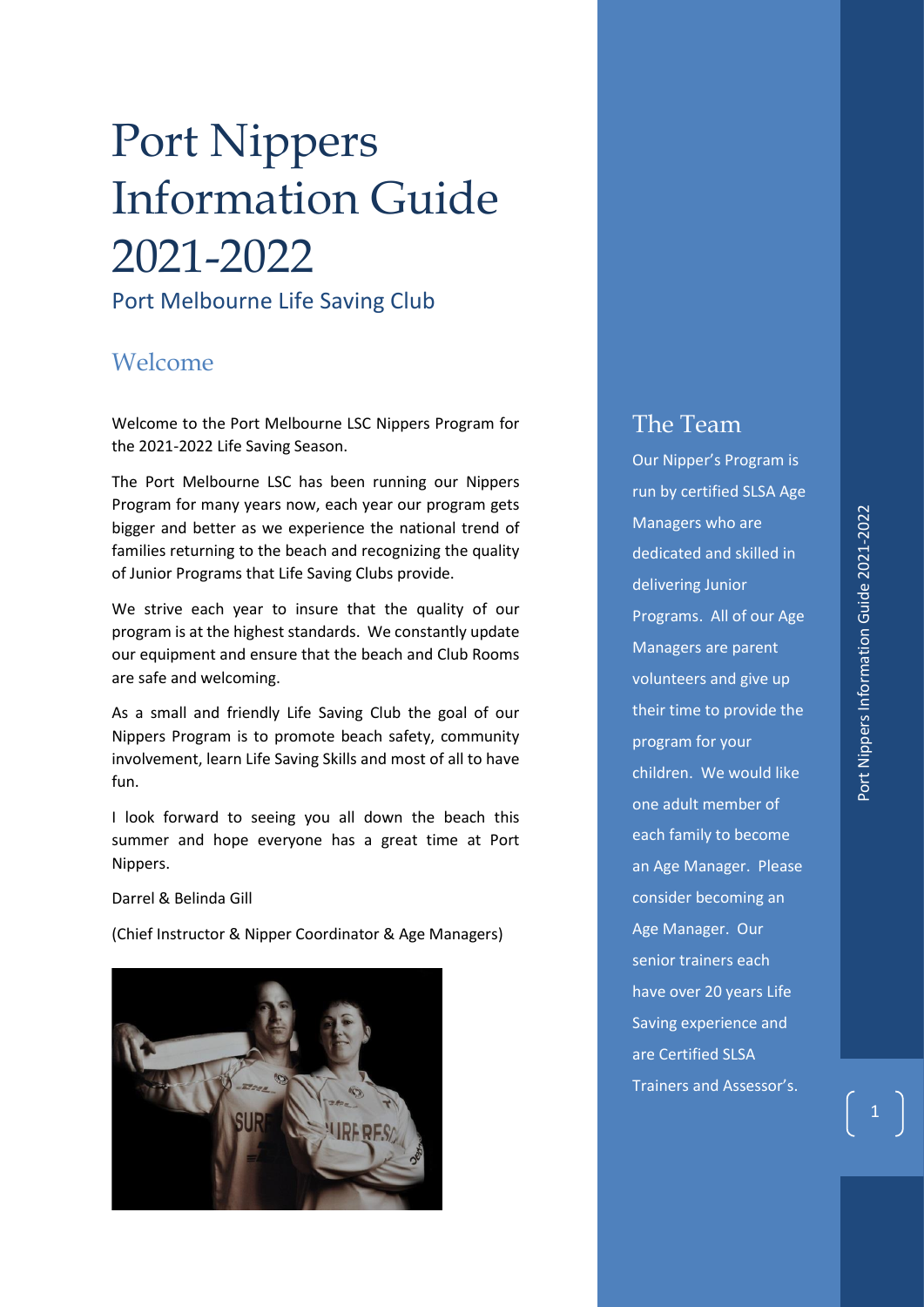# Port Nippers Information Guide 2021-2022

Port Melbourne Life Saving Club

## Welcome

Welcome to the Port Melbourne LSC Nippers Program for the 2021-2022 Life Saving Season.

The Port Melbourne LSC has been running our Nippers Program for many years now, each year our program gets bigger and better as we experience the national trend of families returning to the beach and recognizing the quality of Junior Programs that Life Saving Clubs provide.

We strive each year to insure that the quality of our program is at the highest standards. We constantly update our equipment and ensure that the beach and Club Rooms are safe and welcoming.

As a small and friendly Life Saving Club the goal of our Nippers Program is to promote beach safety, community involvement, learn Life Saving Skills and most of all to have fun.

I look forward to seeing you all down the beach this summer and hope everyone has a great time at Port Nippers.

Darrel & Belinda Gill

(Chief Instructor & Nipper Coordinator & Age Managers)

## The Team

Our Nipper's Program is run by certified SLSA Age Managers who are dedicated and skilled in delivering Junior Programs. All of our Age Managers are parent volunteers and give up their time to provide the program for your children. We would like one adult member of each family to become an Age Manager. Please consider becoming an Age Manager. Our senior trainers each have over 20 years Life Saving experience and are Certified SLSA Trainers and Assessor's.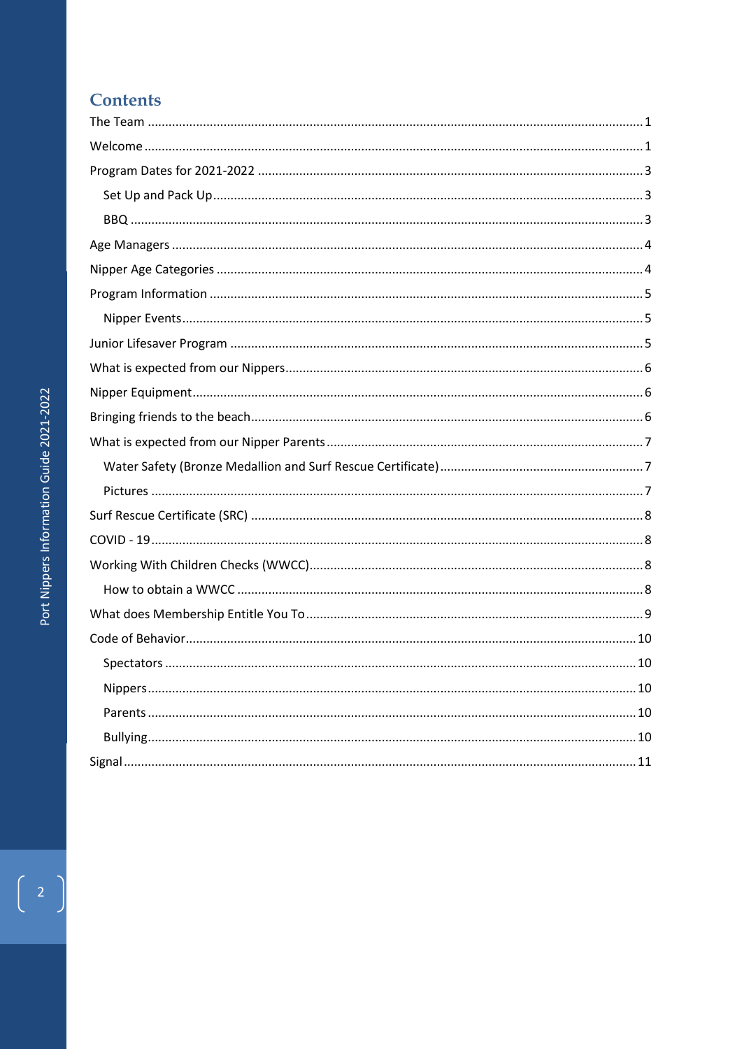# Contents

- The Team ..... 1
- Welcome ..... 1
- Program Dates for 2021-2022 ..... 3
  - Set Up and Pack Up ..... 3
  - BBQ ..... 3
- Age Managers ..... 4
- Nipper Age Categories ..... 4
- Program Information ..... 5
  - Nipper Events ..... 5
- Junior Lifesaver Program ..... 5
- What is expected from our Nippers ..... 6
- Nipper Equipment ..... 6
- Bringing friends to the beach ..... 6
- What is expected from our Nipper Parents ..... 7
  - Water Safety (Bronze Medallion and Surf Rescue Certificate) ..... 7
  - Pictures ..... 7
- Surf Rescue Certificate (SRC) ..... 8
- COVID - 19 ..... 8
- Working With Children Checks (WWCC) ..... 8
  - How to obtain a WWCC ..... 8
- What does Membership Entitle You To ..... 9
- Code of Behavior ..... 10
  - Spectators ..... 10
  - Nippers ..... 10
  - Parents ..... 10
  - Bullying ..... 10
- Signal ..... 11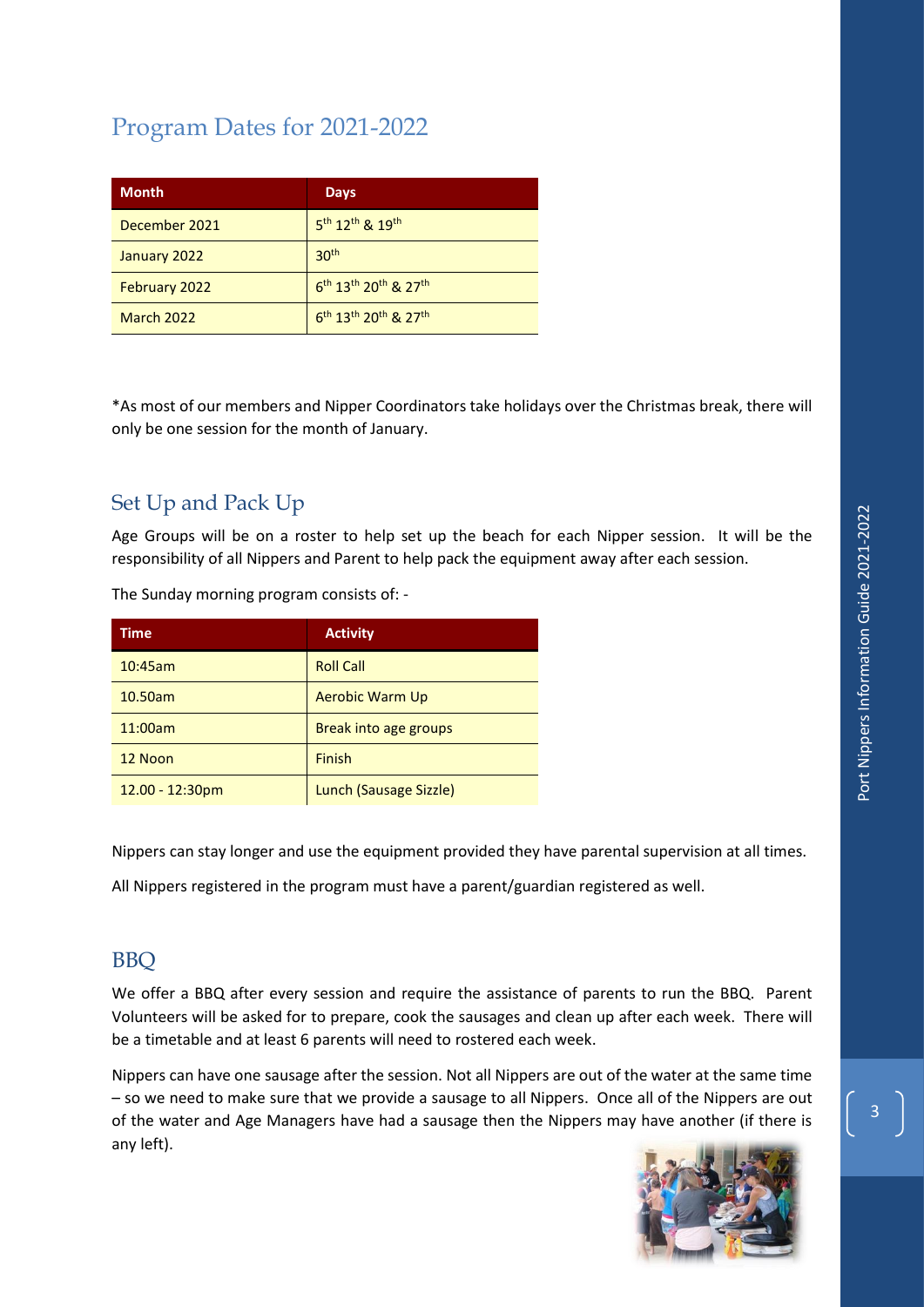## Program Dates for 2021-2022

| Month | Days |
| --- | --- |
| December 2021 | 5th 12th & 19th |
| January 2022 | 30th |
| February 2022 | 6th 13th 20th & 27th |
| March 2022 | 6th 13th 20th & 27th |

*As most of our members and Nipper Coordinators take holidays over the Christmas break, there will only be one session for the month of January.

## Set Up and Pack Up

Age Groups will be on a roster to help set up the beach for each Nipper session. It will be the responsibility of all Nippers and Parent to help pack the equipment away after each session.

The Sunday morning program consists of: -

| Time | Activity |
| --- | --- |
| 10:45am | Roll Call |
| 10.50am | Aerobic Warm Up |
| 11:00am | Break into age groups |
| 12 Noon | Finish |
| 12.00 - 12:30pm | Lunch (Sausage Sizzle) |

Nippers can stay longer and use the equipment provided they have parental supervision at all times.

All Nippers registered in the program must have a parent/guardian registered as well.

## BBQ

We offer a BBQ after every session and require the assistance of parents to run the BBQ. Parent Volunteers will be asked for to prepare, cook the sausages and clean up after each week. There will be a timetable and at least 6 parents will need to rostered each week.

Nippers can have one sausage after the session. Not all Nippers are out of the water at the same time – so we need to make sure that we provide a sausage to all Nippers. Once all of the Nippers are out of the water and Age Managers have had a sausage then the Nippers may have another (if there is any left).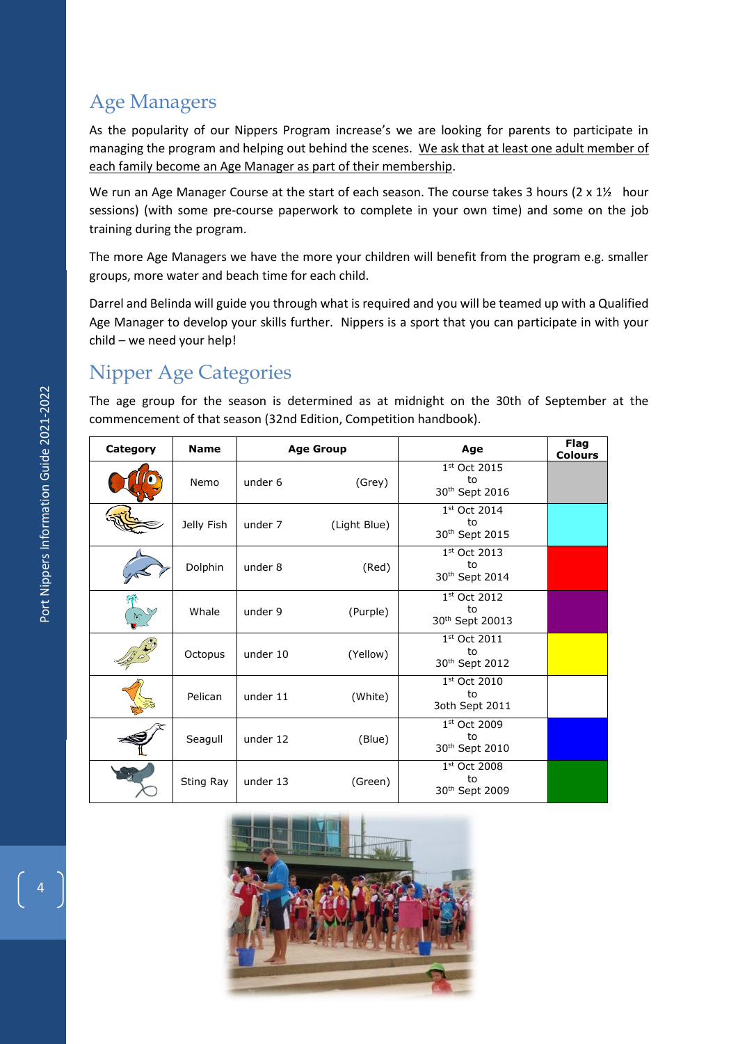## Age Managers

As the popularity of our Nippers Program increase's we are looking for parents to participate in managing the program and helping out behind the scenes. We ask that at least one adult member of each family become an Age Manager as part of their membership.

We run an Age Manager Course at the start of each season. The course takes 3 hours (2 x 1½ hour sessions) (with some pre-course paperwork to complete in your own time) and some on the job training during the program.

The more Age Managers we have the more your children will benefit from the program e.g. smaller groups, more water and beach time for each child.

Darrel and Belinda will guide you through what is required and you will be teamed up with a Qualified Age Manager to develop your skills further. Nippers is a sport that you can participate in with your child – we need your help!

## Nipper Age Categories

The age group for the season is determined as at midnight on the 30th of September at the commencement of that season (32nd Edition, Competition handbook).

| Category | Name | Age Group | Age | Flag Colours |
|---|---|---|---|---|
| | Nemo | under 6 (Grey) | 1st Oct 2015 to 30th Sept 2016 | |
| | Jelly Fish | under 7 (Light Blue) | 1st Oct 2014 to 30th Sept 2015 | |
| | Dolphin | under 8 (Red) | 1st Oct 2013 to 30th Sept 2014 | |
| | Whale | under 9 (Purple) | 1st Oct 2012 to 30th Sept 20013 | |
| | Octopus | under 10 (Yellow) | 1st Oct 2011 to 30th Sept 2012 | |
| | Pelican | under 11 (White) | 1st Oct 2010 to 3oth Sept 2011 | |
| | Seagull | under 12 (Blue) | 1st Oct 2009 to 30th Sept 2010 | |
| | Sting Ray | under 13 (Green) | 1st Oct 2008 to 30th Sept 2009 | |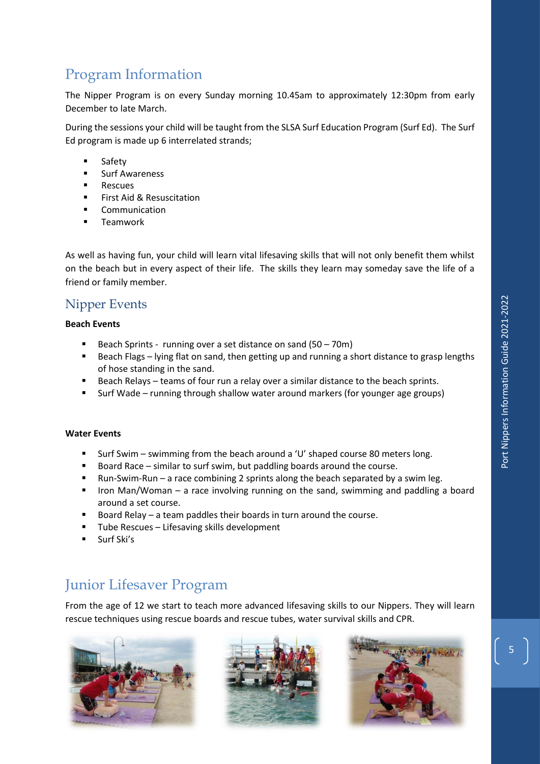## Program Information

The Nipper Program is on every Sunday morning 10.45am to approximately 12:30pm from early December to late March.

During the sessions your child will be taught from the SLSA Surf Education Program (Surf Ed). The Surf Ed program is made up 6 interrelated strands;

- Safety
- Surf Awareness
- Rescues
- First Aid & Resuscitation
- Communication
- Teamwork

As well as having fun, your child will learn vital lifesaving skills that will not only benefit them whilst on the beach but in every aspect of their life. The skills they learn may someday save the life of a friend or family member.

## Nipper Events

**Beach Events**

- Beach Sprints - running over a set distance on sand (50 – 70m)
- Beach Flags – lying flat on sand, then getting up and running a short distance to grasp lengths of hose standing in the sand.
- Beach Relays – teams of four run a relay over a similar distance to the beach sprints.
- Surf Wade – running through shallow water around markers (for younger age groups)

**Water Events**

- Surf Swim – swimming from the beach around a 'U' shaped course 80 meters long.
- Board Race – similar to surf swim, but paddling boards around the course.
- Run-Swim-Run – a race combining 2 sprints along the beach separated by a swim leg.
- Iron Man/Woman – a race involving running on the sand, swimming and paddling a board around a set course.
- Board Relay – a team paddles their boards in turn around the course.
- Tube Rescues – Lifesaving skills development
- Surf Ski's

## Junior Lifesaver Program

From the age of 12 we start to teach more advanced lifesaving skills to our Nippers. They will learn rescue techniques using rescue boards and rescue tubes, water survival skills and CPR.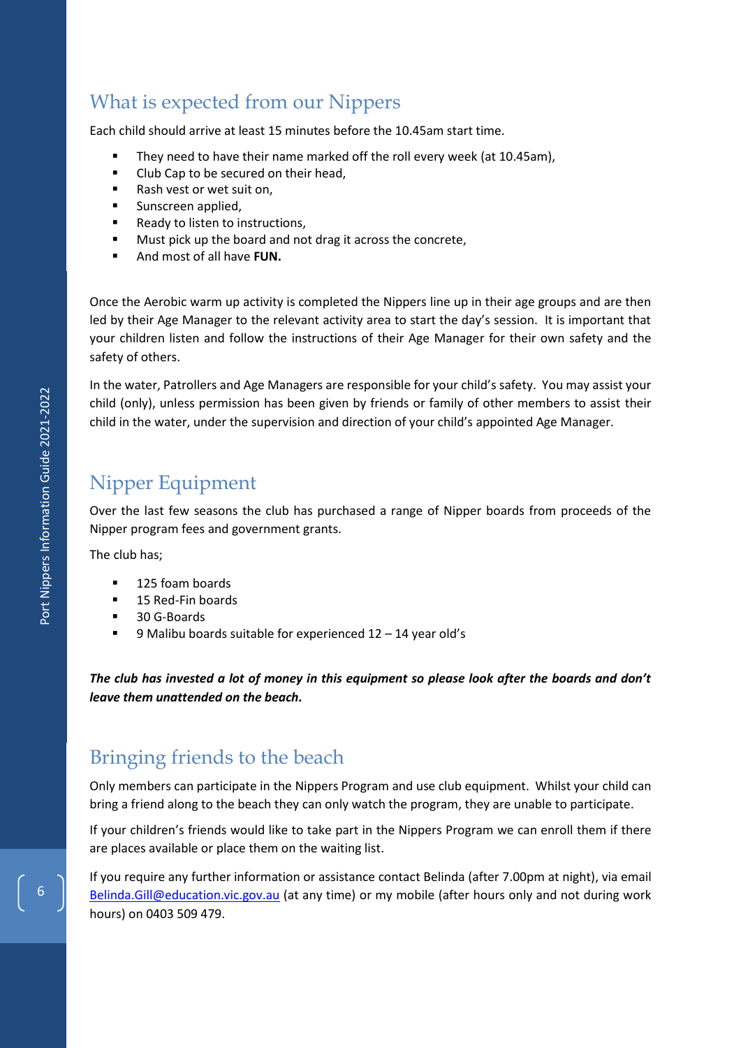## What is expected from our Nippers

Each child should arrive at least 15 minutes before the 10.45am start time.

- They need to have their name marked off the roll every week (at 10.45am),
- Club Cap to be secured on their head,
- Rash vest or wet suit on,
- Sunscreen applied,
- Ready to listen to instructions,
- Must pick up the board and not drag it across the concrete,
- And most of all have **FUN.**

Once the Aerobic warm up activity is completed the Nippers line up in their age groups and are then led by their Age Manager to the relevant activity area to start the day's session. It is important that your children listen and follow the instructions of their Age Manager for their own safety and the safety of others.

In the water, Patrollers and Age Managers are responsible for your child's safety. You may assist your child (only), unless permission has been given by friends or family of other members to assist their child in the water, under the supervision and direction of your child's appointed Age Manager.

## Nipper Equipment

Over the last few seasons the club has purchased a range of Nipper boards from proceeds of the Nipper program fees and government grants.

The club has;

- 125 foam boards
- 15 Red-Fin boards
- 30 G-Boards
- 9 Malibu boards suitable for experienced 12 – 14 year old's

***The club has invested a lot of money in this equipment so please look after the boards and don't leave them unattended on the beach.***

## Bringing friends to the beach

Only members can participate in the Nippers Program and use club equipment. Whilst your child can bring a friend along to the beach they can only watch the program, they are unable to participate.

If your children's friends would like to take part in the Nippers Program we can enroll them if there are places available or place them on the waiting list.

If you require any further information or assistance contact Belinda (after 7.00pm at night), via email Belinda.Gill@education.vic.gov.au (at any time) or my mobile (after hours only and not during work hours) on 0403 509 479.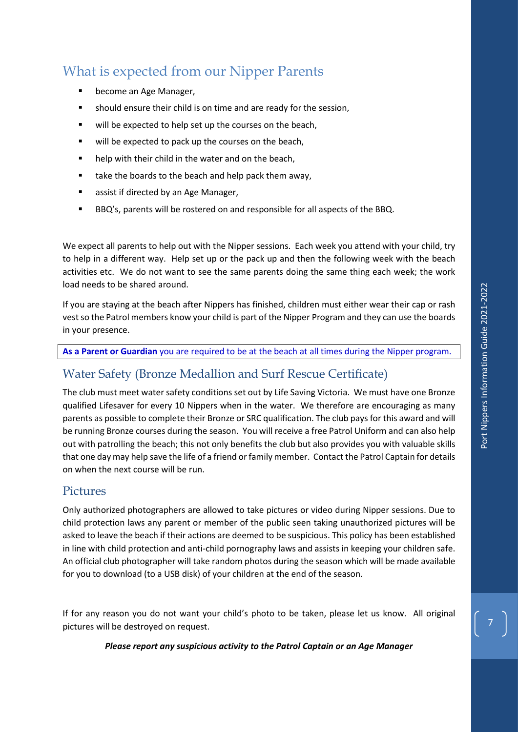## What is expected from our Nipper Parents

- become an Age Manager,
- should ensure their child is on time and are ready for the session,
- will be expected to help set up the courses on the beach,
- will be expected to pack up the courses on the beach,
- help with their child in the water and on the beach,
- take the boards to the beach and help pack them away,
- assist if directed by an Age Manager,
- BBQ's, parents will be rostered on and responsible for all aspects of the BBQ.

We expect all parents to help out with the Nipper sessions. Each week you attend with your child, try to help in a different way. Help set up or the pack up and then the following week with the beach activities etc. We do not want to see the same parents doing the same thing each week; the work load needs to be shared around.

If you are staying at the beach after Nippers has finished, children must either wear their cap or rash vest so the Patrol members know your child is part of the Nipper Program and they can use the boards in your presence.

**As a Parent or Guardian** you are required to be at the beach at all times during the Nipper program.

## Water Safety (Bronze Medallion and Surf Rescue Certificate)

The club must meet water safety conditions set out by Life Saving Victoria. We must have one Bronze qualified Lifesaver for every 10 Nippers when in the water. We therefore are encouraging as many parents as possible to complete their Bronze or SRC qualification. The club pays for this award and will be running Bronze courses during the season. You will receive a free Patrol Uniform and can also help out with patrolling the beach; this not only benefits the club but also provides you with valuable skills that one day may help save the life of a friend or family member. Contact the Patrol Captain for details on when the next course will be run.

## Pictures

Only authorized photographers are allowed to take pictures or video during Nipper sessions. Due to child protection laws any parent or member of the public seen taking unauthorized pictures will be asked to leave the beach if their actions are deemed to be suspicious. This policy has been established in line with child protection and anti-child pornography laws and assists in keeping your children safe. An official club photographer will take random photos during the season which will be made available for you to download (to a USB disk) of your children at the end of the season.

If for any reason you do not want your child's photo to be taken, please let us know. All original pictures will be destroyed on request.

***Please report any suspicious activity to the Patrol Captain or an Age Manager***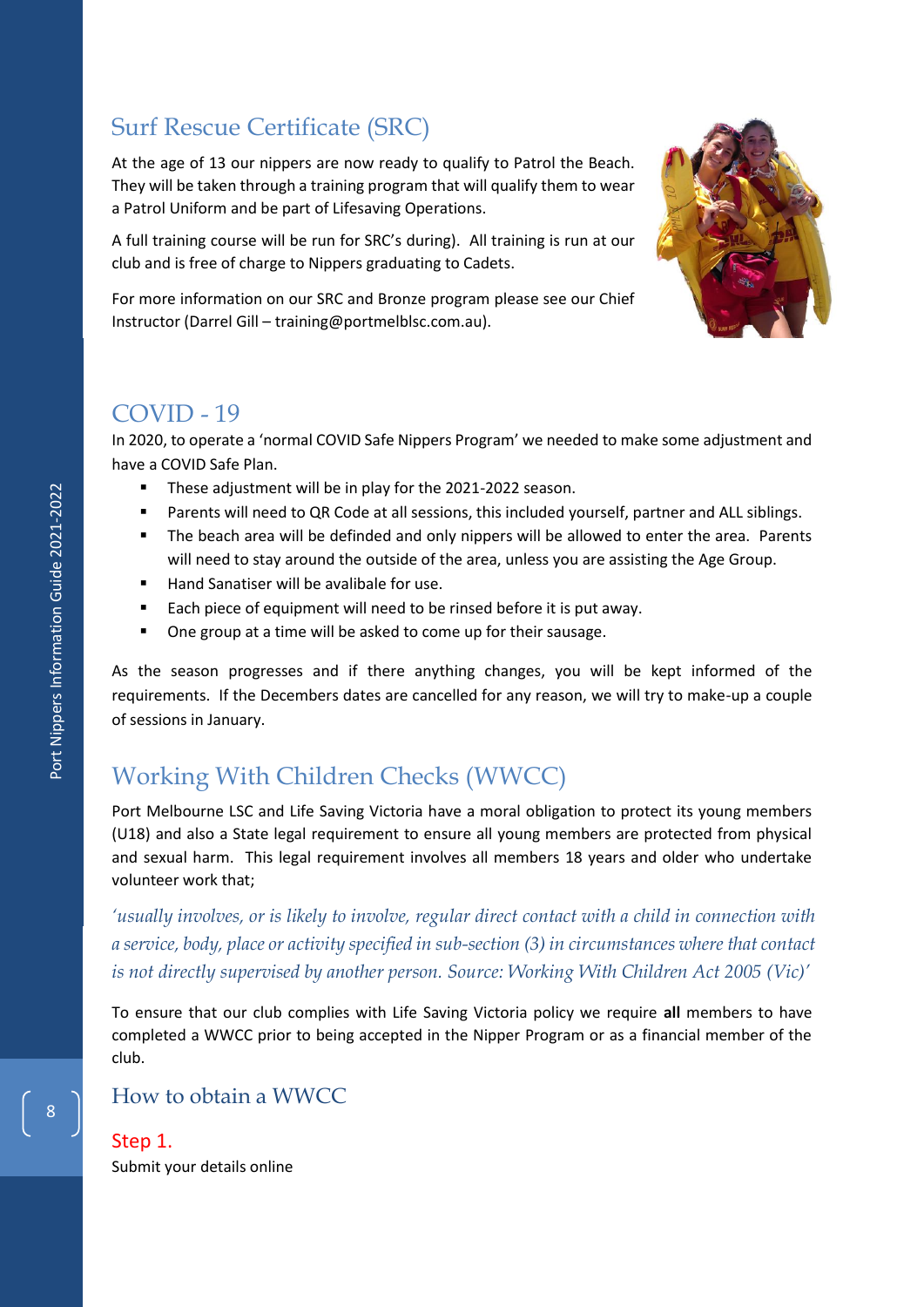## Surf Rescue Certificate (SRC)

At the age of 13 our nippers are now ready to qualify to Patrol the Beach. They will be taken through a training program that will qualify them to wear a Patrol Uniform and be part of Lifesaving Operations.

A full training course will be run for SRC's during). All training is run at our club and is free of charge to Nippers graduating to Cadets.

For more information on our SRC and Bronze program please see our Chief Instructor (Darrel Gill – training@portmelblsc.com.au).

## COVID - 19

In 2020, to operate a 'normal COVID Safe Nippers Program' we needed to make some adjustment and have a COVID Safe Plan.

- These adjustment will be in play for the 2021-2022 season.
- Parents will need to QR Code at all sessions, this included yourself, partner and ALL siblings.
- The beach area will be definded and only nippers will be allowed to enter the area. Parents will need to stay around the outside of the area, unless you are assisting the Age Group.
- Hand Sanatiser will be avalibale for use.
- Each piece of equipment will need to be rinsed before it is put away.
- One group at a time will be asked to come up for their sausage.

As the season progresses and if there anything changes, you will be kept informed of the requirements. If the Decembers dates are cancelled for any reason, we will try to make-up a couple of sessions in January.

## Working With Children Checks (WWCC)

Port Melbourne LSC and Life Saving Victoria have a moral obligation to protect its young members (U18) and also a State legal requirement to ensure all young members are protected from physical and sexual harm. This legal requirement involves all members 18 years and older who undertake volunteer work that;

*'usually involves, or is likely to involve, regular direct contact with a child in connection with a service, body, place or activity specified in sub-section (3) in circumstances where that contact is not directly supervised by another person. Source: Working With Children Act 2005 (Vic)'*

To ensure that our club complies with Life Saving Victoria policy we require **all** members to have completed a WWCC prior to being accepted in the Nipper Program or as a financial member of the club.

### How to obtain a WWCC

Step 1.

Submit your details online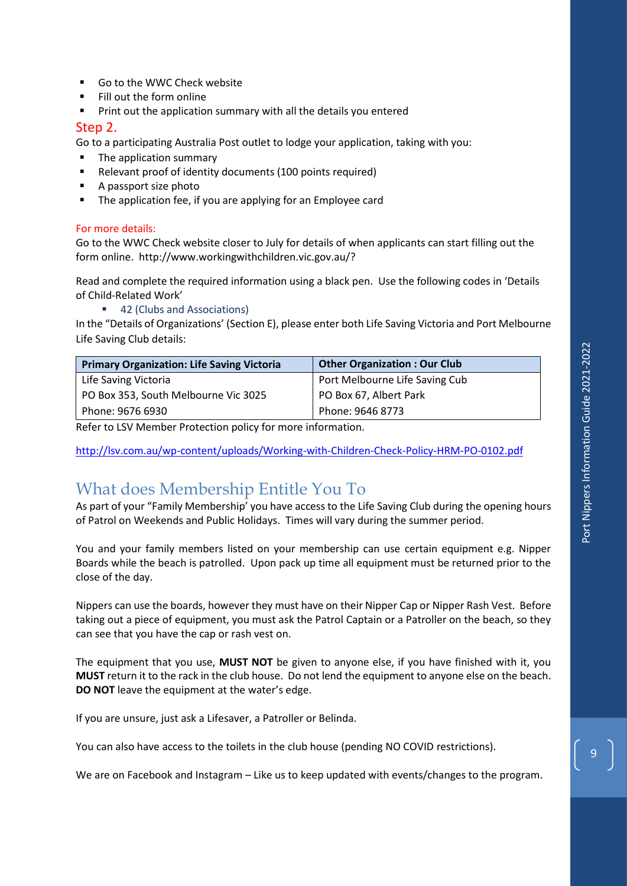- Go to the WWC Check website
- Fill out the form online
- Print out the application summary with all the details you entered

### Step 2.

Go to a participating Australia Post outlet to lodge your application, taking with you:

- The application summary
- Relevant proof of identity documents (100 points required)
- A passport size photo
- The application fee, if you are applying for an Employee card

For more details:

Go to the WWC Check website closer to July for details of when applicants can start filling out the form online. http://www.workingwithchildren.vic.gov.au/?

Read and complete the required information using a black pen. Use the following codes in 'Details of Child-Related Work'

- 42 (Clubs and Associations)

In the "Details of Organizations' (Section E), please enter both Life Saving Victoria and Port Melbourne Life Saving Club details:

| Primary Organization: Life Saving Victoria | Other Organization : Our Club |
|---|---|
| Life Saving Victoria | Port Melbourne Life Saving Cub |
| PO Box 353, South Melbourne Vic 3025 | PO Box 67, Albert Park |
| Phone: 9676 6930 | Phone: 9646 8773 |

Refer to LSV Member Protection policy for more information.

http://lsv.com.au/wp-content/uploads/Working-with-Children-Check-Policy-HRM-PO-0102.pdf

## What does Membership Entitle You To

As part of your "Family Membership' you have access to the Life Saving Club during the opening hours of Patrol on Weekends and Public Holidays. Times will vary during the summer period.

You and your family members listed on your membership can use certain equipment e.g. Nipper Boards while the beach is patrolled. Upon pack up time all equipment must be returned prior to the close of the day.

Nippers can use the boards, however they must have on their Nipper Cap or Nipper Rash Vest. Before taking out a piece of equipment, you must ask the Patrol Captain or a Patroller on the beach, so they can see that you have the cap or rash vest on.

The equipment that you use, **MUST NOT** be given to anyone else, if you have finished with it, you **MUST** return it to the rack in the club house. Do not lend the equipment to anyone else on the beach. **DO NOT** leave the equipment at the water's edge.

If you are unsure, just ask a Lifesaver, a Patroller or Belinda.

You can also have access to the toilets in the club house (pending NO COVID restrictions).

We are on Facebook and Instagram – Like us to keep updated with events/changes to the program.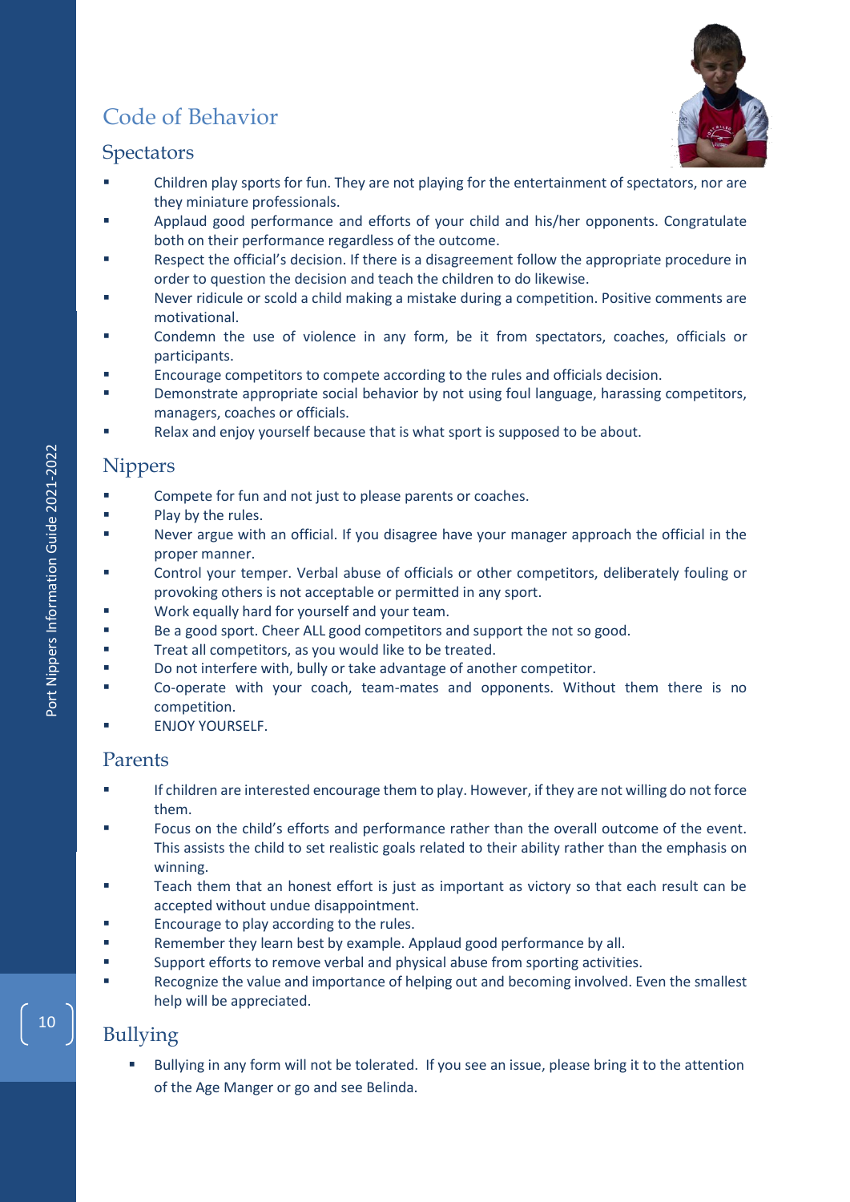# Code of Behavior

## Spectators

- Children play sports for fun. They are not playing for the entertainment of spectators, nor are they miniature professionals.
- Applaud good performance and efforts of your child and his/her opponents. Congratulate both on their performance regardless of the outcome.
- Respect the official's decision. If there is a disagreement follow the appropriate procedure in order to question the decision and teach the children to do likewise.
- Never ridicule or scold a child making a mistake during a competition. Positive comments are motivational.
- Condemn the use of violence in any form, be it from spectators, coaches, officials or participants.
- Encourage competitors to compete according to the rules and officials decision.
- Demonstrate appropriate social behavior by not using foul language, harassing competitors, managers, coaches or officials.
- Relax and enjoy yourself because that is what sport is supposed to be about.

## Nippers

- Compete for fun and not just to please parents or coaches.
- Play by the rules.
- Never argue with an official. If you disagree have your manager approach the official in the proper manner.
- Control your temper. Verbal abuse of officials or other competitors, deliberately fouling or provoking others is not acceptable or permitted in any sport.
- Work equally hard for yourself and your team.
- Be a good sport. Cheer ALL good competitors and support the not so good.
- Treat all competitors, as you would like to be treated.
- Do not interfere with, bully or take advantage of another competitor.
- Co-operate with your coach, team-mates and opponents. Without them there is no competition.
- ENJOY YOURSELF.

## Parents

- If children are interested encourage them to play. However, if they are not willing do not force them.
- Focus on the child's efforts and performance rather than the overall outcome of the event. This assists the child to set realistic goals related to their ability rather than the emphasis on winning.
- Teach them that an honest effort is just as important as victory so that each result can be accepted without undue disappointment.
- Encourage to play according to the rules.
- Remember they learn best by example. Applaud good performance by all.
- Support efforts to remove verbal and physical abuse from sporting activities.
- Recognize the value and importance of helping out and becoming involved. Even the smallest help will be appreciated.

## Bullying

- Bullying in any form will not be tolerated. If you see an issue, please bring it to the attention of the Age Manger or go and see Belinda.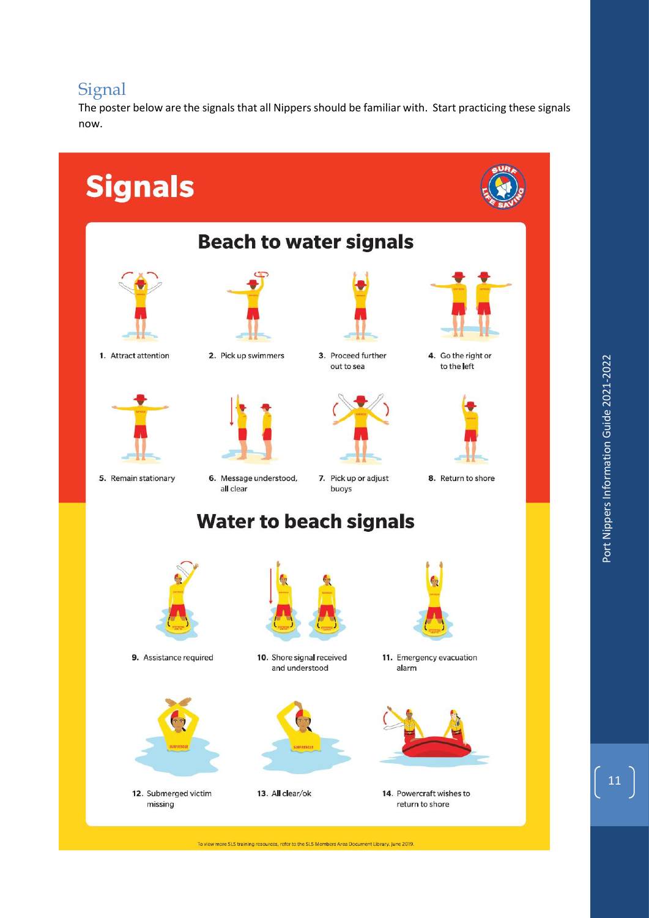## Signal

The poster below are the signals that all Nippers should be familiar with. Start practicing these signals now.

# Signals

## Beach to water signals

1. Attract attention
2. Pick up swimmers
3. Proceed further out to sea
4. Go the right or to the left
5. Remain stationary
6. Message understood, all clear
7. Pick up or adjust buoys
8. Return to shore

## Water to beach signals

9. Assistance required
10. Shore signal received and understood
11. Emergency evacuation alarm
12. Submerged victim missing
13. All clear/ok
14. Powercraft wishes to return to shore

To view more SLS training resources, refer to the SLS Members Area Document Library. June 2019.